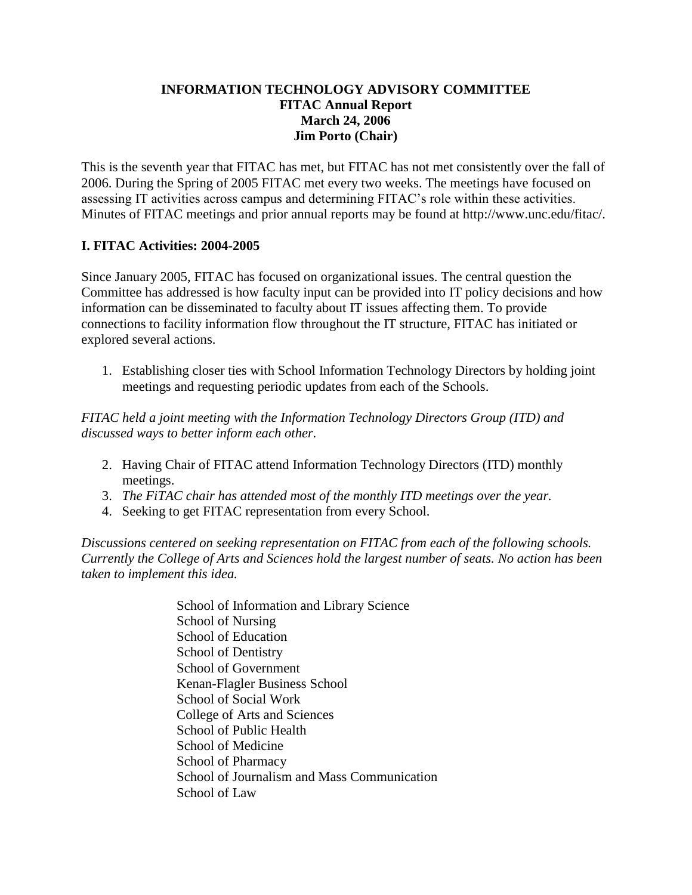**INFORMATION TECHNOLOGY ADVISORY COMMITTEE**
**FITAC Annual Report**
**March 24, 2006**
**Jim Porto (Chair)**

This is the seventh year that FITAC has met, but FITAC has not met consistently over the fall of 2006. During the Spring of 2005 FITAC met every two weeks. The meetings have focused on assessing IT activities across campus and determining FITAC's role within these activities. Minutes of FITAC meetings and prior annual reports may be found at http://www.unc.edu/fitac/.

## I. FITAC Activities: 2004-2005

Since January 2005, FITAC has focused on organizational issues. The central question the Committee has addressed is how faculty input can be provided into IT policy decisions and how information can be disseminated to faculty about IT issues affecting them. To provide connections to facility information flow throughout the IT structure, FITAC has initiated or explored several actions.

1. Establishing closer ties with School Information Technology Directors by holding joint meetings and requesting periodic updates from each of the Schools.

*FITAC held a joint meeting with the Information Technology Directors Group (ITD) and discussed ways to better inform each other.*

2. Having Chair of FITAC attend Information Technology Directors (ITD) monthly meetings.
3. *The FiTAC chair has attended most of the monthly ITD meetings over the year.*
4. Seeking to get FITAC representation from every School.

*Discussions centered on seeking representation on FITAC from each of the following schools. Currently the College of Arts and Sciences hold the largest number of seats. No action has been taken to implement this idea.*

School of Information and Library Science
School of Nursing
School of Education
School of Dentistry
School of Government
Kenan-Flagler Business School
School of Social Work
College of Arts and Sciences
School of Public Health
School of Medicine
School of Pharmacy
School of Journalism and Mass Communication
School of Law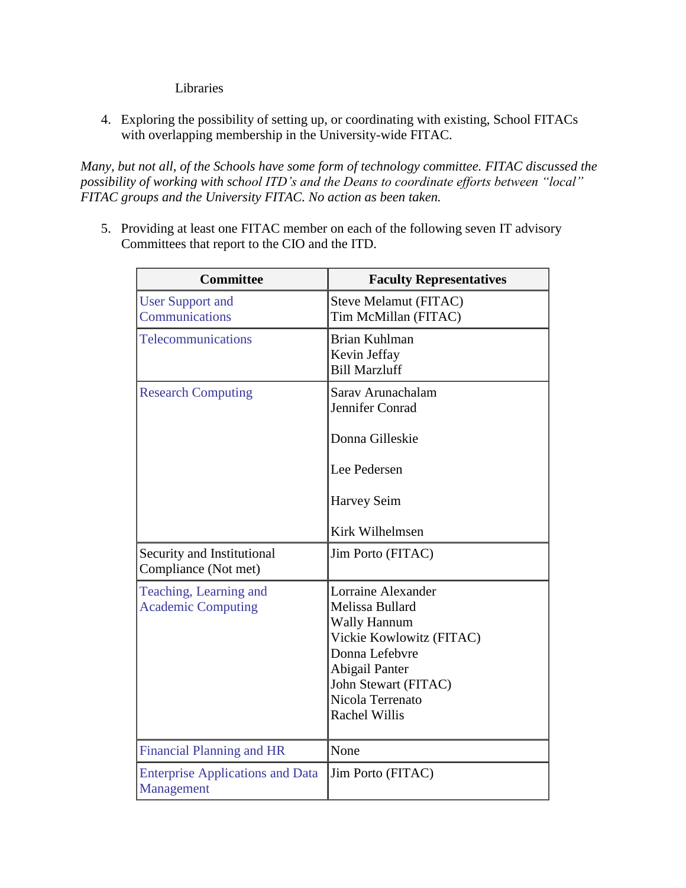Libraries

4. Exploring the possibility of setting up, or coordinating with existing, School FITACs with overlapping membership in the University-wide FITAC.

*Many, but not all, of the Schools have some form of technology committee. FITAC discussed the possibility of working with school ITD's and the Deans to coordinate efforts between "local" FITAC groups and the University FITAC. No action as been taken.*

5. Providing at least one FITAC member on each of the following seven IT advisory Committees that report to the CIO and the ITD.

| Committee | Faculty Representatives |
| --- | --- |
| User Support and Communications | Steve Melamut (FITAC)<br>Tim McMillan (FITAC) |
| Telecommunications | Brian Kuhlman<br>Kevin Jeffay<br>Bill Marzluff |
| Research Computing | Sarav Arunachalam<br>Jennifer Conrad<br>Donna Gilleskie<br>Lee Pedersen<br>Harvey Seim<br>Kirk Wilhelmsen |
| Security and Institutional Compliance (Not met) | Jim Porto (FITAC) |
| Teaching, Learning and Academic Computing | Lorraine Alexander<br>Melissa Bullard<br>Wally Hannum<br>Vickie Kowlowitz (FITAC)<br>Donna Lefebvre<br>Abigail Panter<br>John Stewart (FITAC)<br>Nicola Terrenato<br>Rachel Willis |
| Financial Planning and HR | None |
| Enterprise Applications and Data Management | Jim Porto (FITAC) |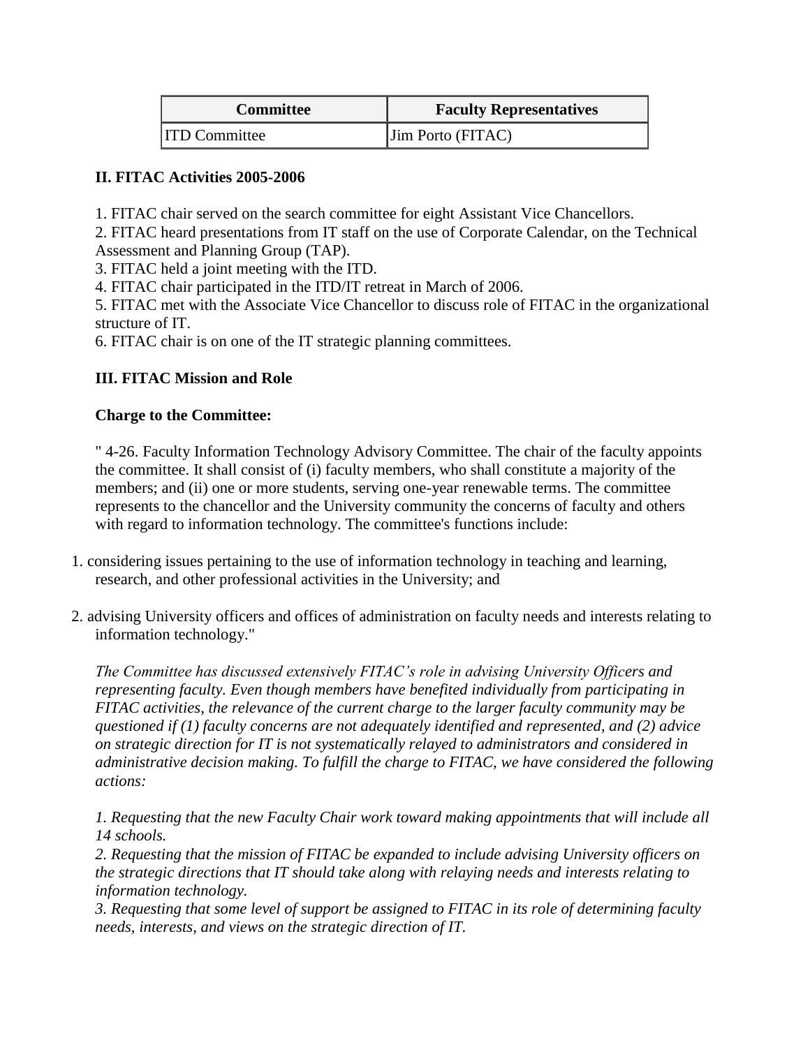| Committee | Faculty Representatives |
| --- | --- |
| ITD Committee | Jim Porto (FITAC) |

### II. FITAC Activities 2005-2006

1. FITAC chair served on the search committee for eight Assistant Vice Chancellors.
2. FITAC heard presentations from IT staff on the use of Corporate Calendar, on the Technical Assessment and Planning Group (TAP).
3. FITAC held a joint meeting with the ITD.
4. FITAC chair participated in the ITD/IT retreat in March of 2006.
5. FITAC met with the Associate Vice Chancellor to discuss role of FITAC in the organizational structure of IT.
6. FITAC chair is on one of the IT strategic planning committees.

### III. FITAC Mission and Role

**Charge to the Committee:**

" 4-26. Faculty Information Technology Advisory Committee. The chair of the faculty appoints the committee. It shall consist of (i) faculty members, who shall constitute a majority of the members; and (ii) one or more students, serving one-year renewable terms. The committee represents to the chancellor and the University community the concerns of faculty and others with regard to information technology. The committee's functions include:

1. considering issues pertaining to the use of information technology in teaching and learning, research, and other professional activities in the University; and

2. advising University officers and offices of administration on faculty needs and interests relating to information technology."

*The Committee has discussed extensively FITAC's role in advising University Officers and representing faculty. Even though members have benefited individually from participating in FITAC activities, the relevance of the current charge to the larger faculty community may be questioned if (1) faculty concerns are not adequately identified and represented, and (2) advice on strategic direction for IT is not systematically relayed to administrators and considered in administrative decision making. To fulfill the charge to FITAC, we have considered the following actions:*

*1. Requesting that the new Faculty Chair work toward making appointments that will include all 14 schools.*
*2. Requesting that the mission of FITAC be expanded to include advising University officers on the strategic directions that IT should take along with relaying needs and interests relating to information technology.*
*3. Requesting that some level of support be assigned to FITAC in its role of determining faculty needs, interests, and views on the strategic direction of IT.*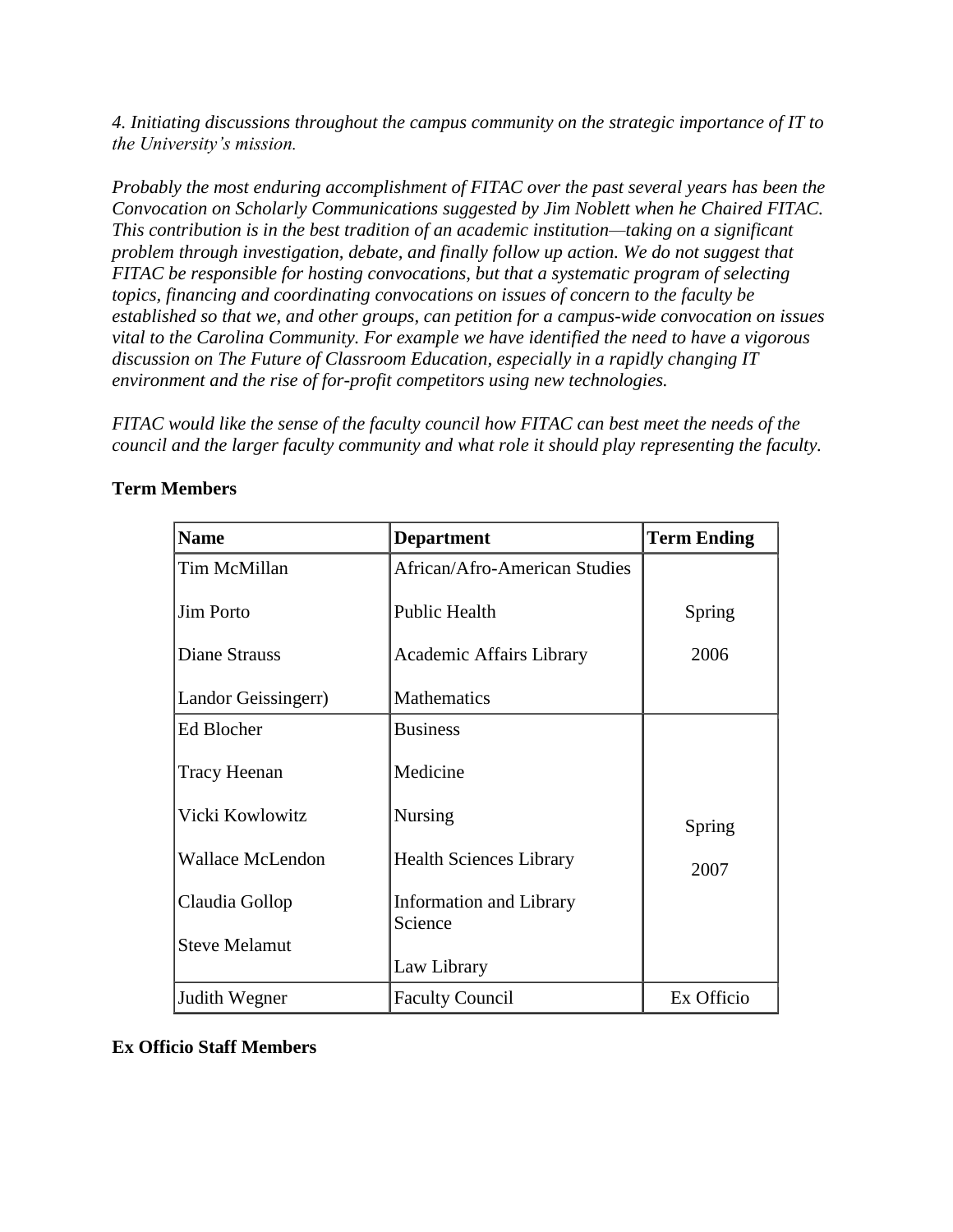*4. Initiating discussions throughout the campus community on the strategic importance of IT to the University's mission.*

*Probably the most enduring accomplishment of FITAC over the past several years has been the Convocation on Scholarly Communications suggested by Jim Noblett when he Chaired FITAC. This contribution is in the best tradition of an academic institution—taking on a significant problem through investigation, debate, and finally follow up action. We do not suggest that FITAC be responsible for hosting convocations, but that a systematic program of selecting topics, financing and coordinating convocations on issues of concern to the faculty be established so that we, and other groups, can petition for a campus-wide convocation on issues vital to the Carolina Community. For example we have identified the need to have a vigorous discussion on The Future of Classroom Education, especially in a rapidly changing IT environment and the rise of for-profit competitors using new technologies.*

*FITAC would like the sense of the faculty council how FITAC can best meet the needs of the council and the larger faculty community and what role it should play representing the faculty.*

**Term Members**

| **Name** | **Department** | **Term Ending** |
|---|---|---|
| Tim McMillan | African/Afro-American Studies | Spring 2006 |
| Jim Porto | Public Health | |
| Diane Strauss | Academic Affairs Library | |
| Landor Geissingerr) | Mathematics | |
| Ed Blocher | Business | Spring 2007 |
| Tracy Heenan | Medicine | |
| Vicki Kowlowitz | Nursing | |
| Wallace McLendon | Health Sciences Library | |
| Claudia Gollop | Information and Library Science | |
| Steve Melamut | Law Library | |
| Judith Wegner | Faculty Council | Ex Officio |

**Ex Officio Staff Members**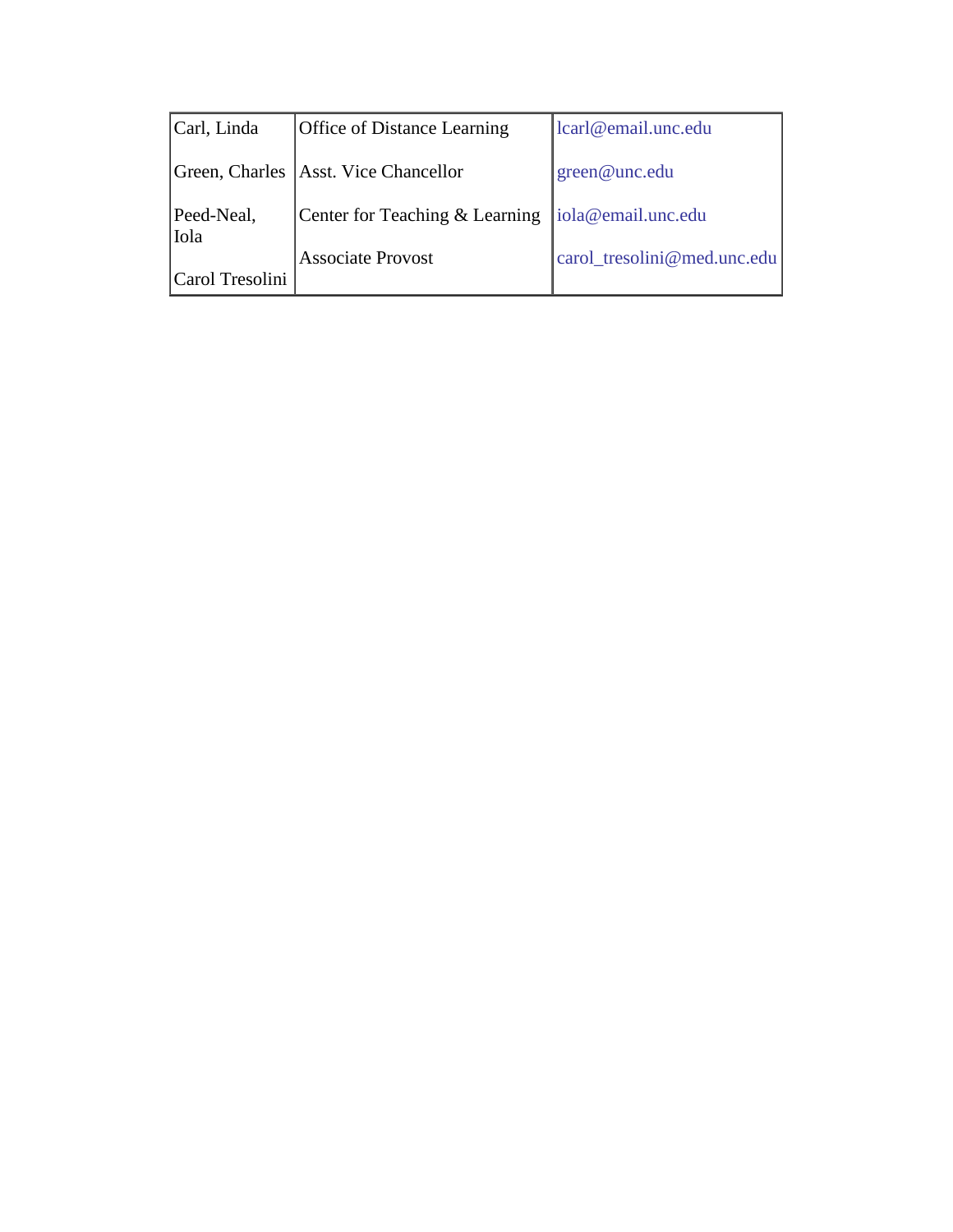| | | |
|---|---|---|
| Carl, Linda | Office of Distance Learning | lcarl@email.unc.edu |
| Green, Charles | Asst. Vice Chancellor | green@unc.edu |
| Peed-Neal, Iola | Center for Teaching & Learning | iola@email.unc.edu |
| Carol Tresolini | Associate Provost | carol_tresolini@med.unc.edu |